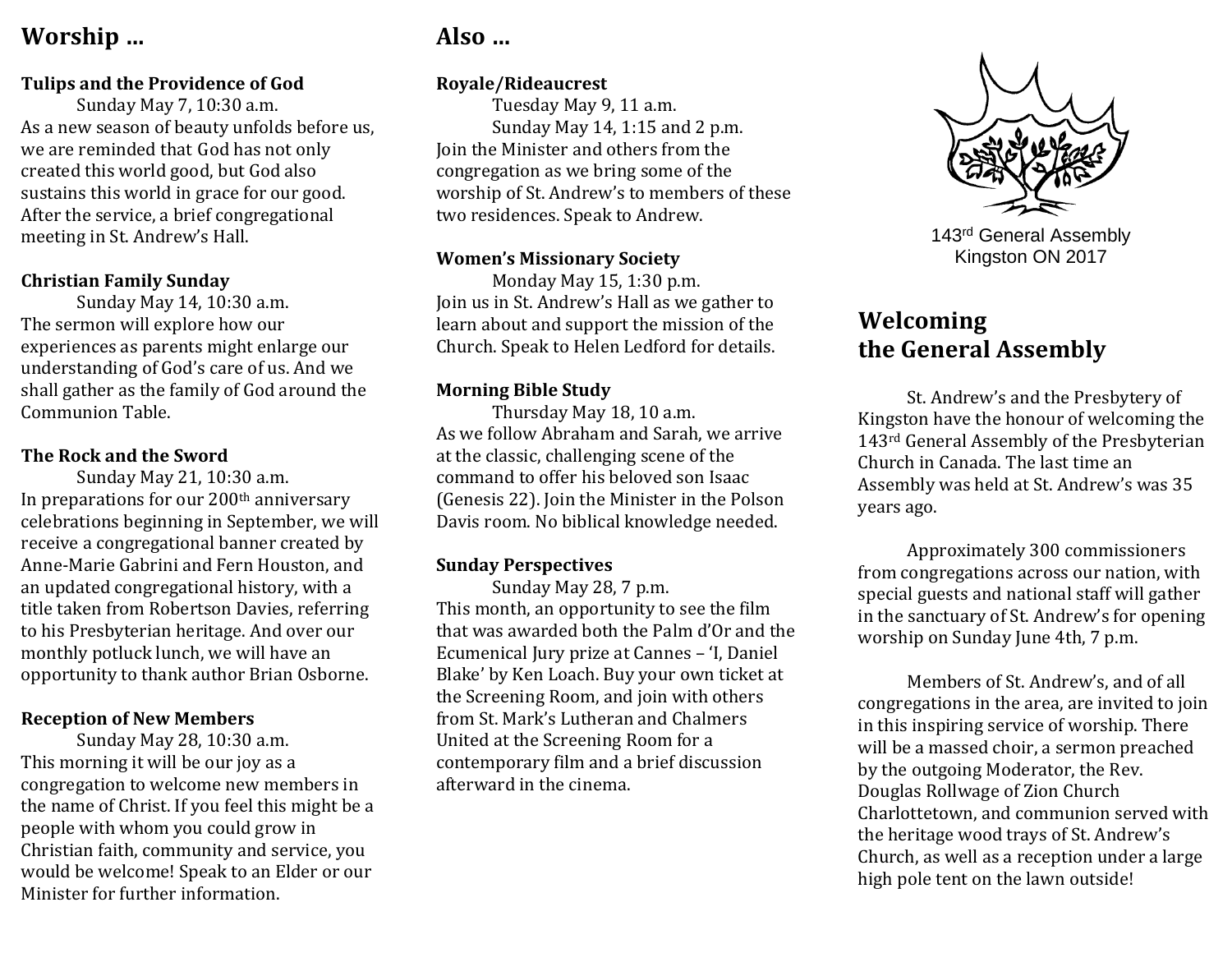## Worship ...

**Tulips and the Providence of God**

Sunday May 7, 10:30 a.m.

As a new season of beauty unfolds before us, we are reminded that God has not only created this world good, but God also sustains this world in grace for our good. After the service, a brief congregational meeting in St. Andrew's Hall.

**Christian Family Sunday**

Sunday May 14, 10:30 a.m.

The sermon will explore how our experiences as parents might enlarge our understanding of God's care of us. And we shall gather as the family of God around the Communion Table.

**The Rock and the Sword**

Sunday May 21, 10:30 a.m.

In preparations for our 200th anniversary celebrations beginning in September, we will receive a congregational banner created by Anne-Marie Gabrini and Fern Houston, and an updated congregational history, with a title taken from Robertson Davies, referring to his Presbyterian heritage. And over our monthly potluck lunch, we will have an opportunity to thank author Brian Osborne.

**Reception of New Members**

Sunday May 28, 10:30 a.m.

This morning it will be our joy as a congregation to welcome new members in the name of Christ. If you feel this might be a people with whom you could grow in Christian faith, community and service, you would be welcome! Speak to an Elder or our Minister for further information.

## Also ...

**Royale/Rideaucrest**

Tuesday May 9, 11 a.m.

Sunday May 14, 1:15 and 2 p.m.

Join the Minister and others from the congregation as we bring some of the worship of St. Andrew's to members of these two residences. Speak to Andrew.

**Women's Missionary Society**

Monday May 15, 1:30 p.m.

Join us in St. Andrew's Hall as we gather to learn about and support the mission of the Church. Speak to Helen Ledford for details.

**Morning Bible Study**

Thursday May 18, 10 a.m.

As we follow Abraham and Sarah, we arrive at the classic, challenging scene of the command to offer his beloved son Isaac (Genesis 22). Join the Minister in the Polson Davis room. No biblical knowledge needed.

**Sunday Perspectives**

Sunday May 28, 7 p.m.

This month, an opportunity to see the film that was awarded both the Palm d'Or and the Ecumenical Jury prize at Cannes – 'I, Daniel Blake' by Ken Loach. Buy your own ticket at the Screening Room, and join with others from St. Mark's Lutheran and Chalmers United at the Screening Room for a contemporary film and a brief discussion afterward in the cinema.

143rd General Assembly
Kingston ON 2017

## Welcoming the General Assembly

St. Andrew's and the Presbytery of Kingston have the honour of welcoming the 143rd General Assembly of the Presbyterian Church in Canada. The last time an Assembly was held at St. Andrew's was 35 years ago.

Approximately 300 commissioners from congregations across our nation, with special guests and national staff will gather in the sanctuary of St. Andrew's for opening worship on Sunday June 4th, 7 p.m.

Members of St. Andrew's, and of all congregations in the area, are invited to join in this inspiring service of worship. There will be a massed choir, a sermon preached by the outgoing Moderator, the Rev. Douglas Rollwage of Zion Church Charlottetown, and communion served with the heritage wood trays of St. Andrew's Church, as well as a reception under a large high pole tent on the lawn outside!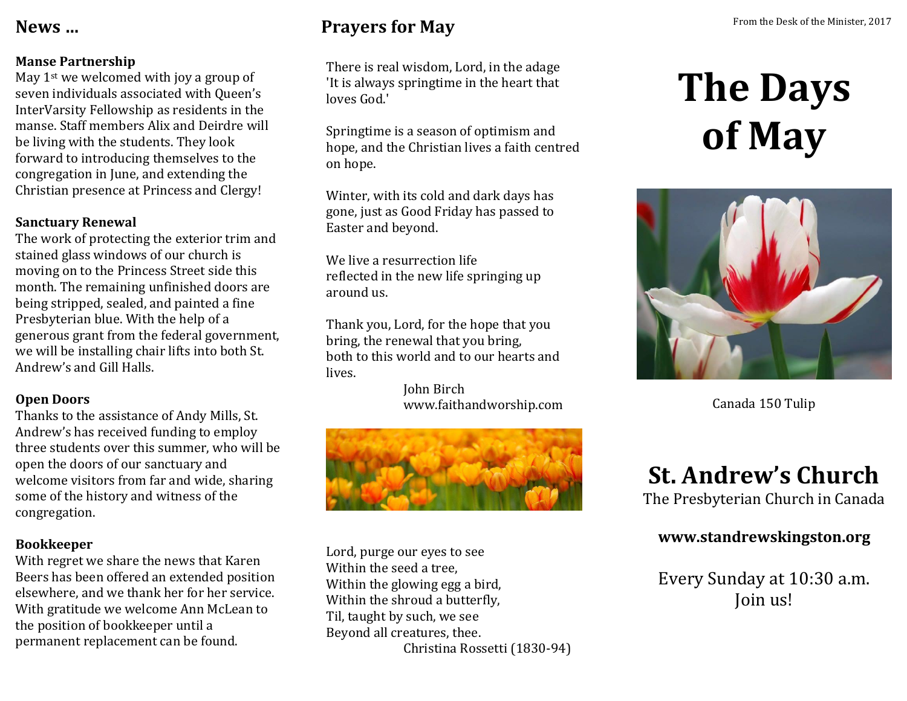## News ...

**Manse Partnership**
May 1st we welcomed with joy a group of seven individuals associated with Queen's InterVarsity Fellowship as residents in the manse. Staff members Alix and Deirdre will be living with the students. They look forward to introducing themselves to the congregation in June, and extending the Christian presence at Princess and Clergy!

**Sanctuary Renewal**
The work of protecting the exterior trim and stained glass windows of our church is moving on to the Princess Street side this month. The remaining unfinished doors are being stripped, sealed, and painted a fine Presbyterian blue. With the help of a generous grant from the federal government, we will be installing chair lifts into both St. Andrew's and Gill Halls.

**Open Doors**
Thanks to the assistance of Andy Mills, St. Andrew's has received funding to employ three students over this summer, who will be open the doors of our sanctuary and welcome visitors from far and wide, sharing some of the history and witness of the congregation.

**Bookkeeper**
With regret we share the news that Karen Beers has been offered an extended position elsewhere, and we thank her for her service. With gratitude we welcome Ann McLean to the position of bookkeeper until a permanent replacement can be found.

## Prayers for May

There is real wisdom, Lord, in the adage 'It is always springtime in the heart that loves God.'

Springtime is a season of optimism and hope, and the Christian lives a faith centred on hope.

Winter, with its cold and dark days has gone, just as Good Friday has passed to Easter and beyond.

We live a resurrection life
reflected in the new life springing up around us.

Thank you, Lord, for the hope that you bring, the renewal that you bring,
both to this world and to our hearts and lives.

John Birch
www.faithandworship.com

Lord, purge our eyes to see
Within the seed a tree,
Within the glowing egg a bird,
Within the shroud a butterfly,
Til, taught by such, we see
Beyond all creatures, thee.

Christina Rossetti (1830-94)

From the Desk of the Minister, 2017

# The Days of May

Canada 150 Tulip

## St. Andrew's Church

The Presbyterian Church in Canada

**www.standrewskingston.org**

Every Sunday at 10:30 a.m.
Join us!